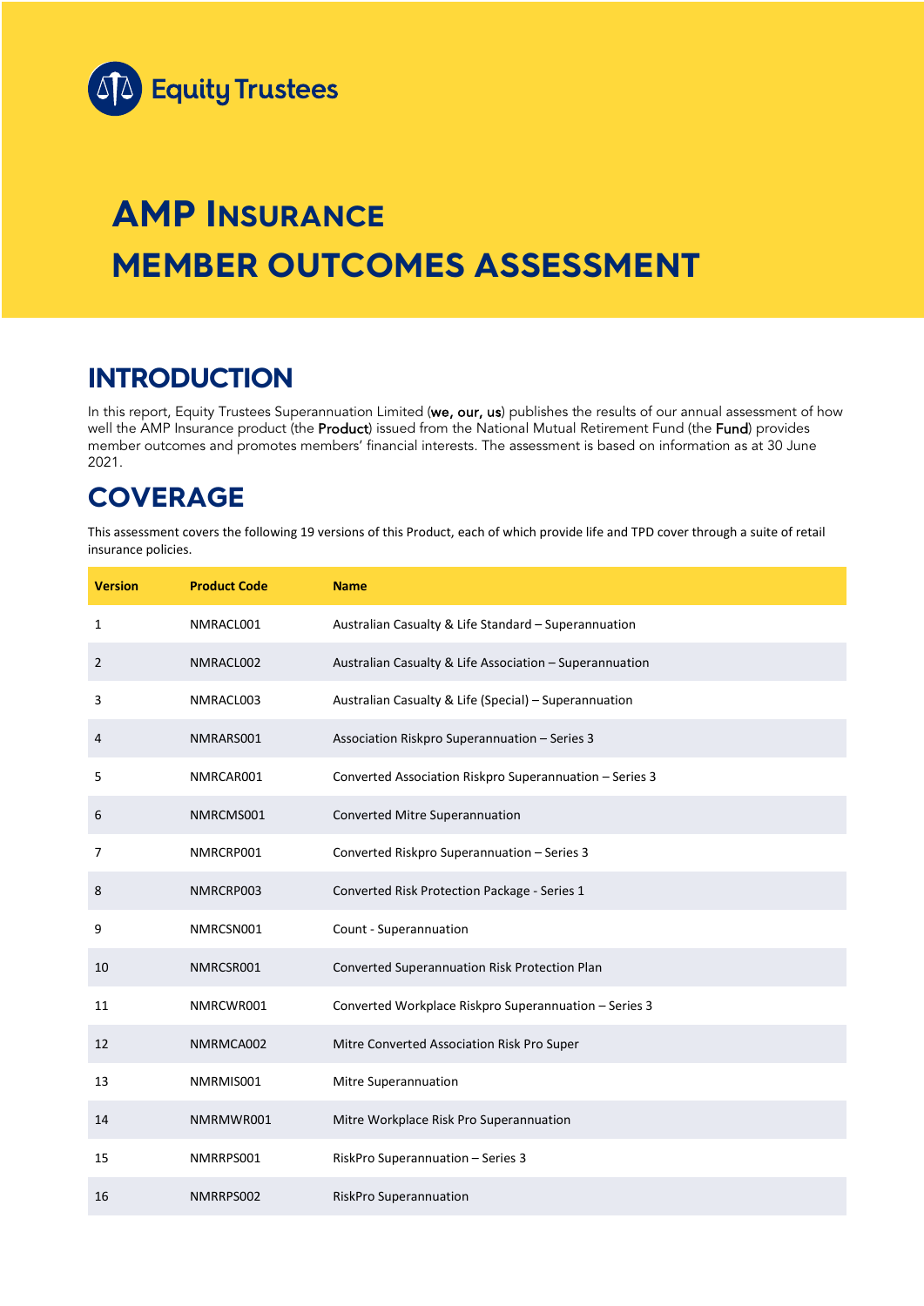Equity Trustees

# AMP INSURANCE MEMBER OUTCOMES ASSESSMENT

## INTRODUCTION

In this report, Equity Trustees Superannuation Limited (**we, our, us**) publishes the results of our annual assessment of how well the AMP Insurance product (the **Product**) issued from the National Mutual Retirement Fund (the **Fund**) provides member outcomes and promotes members' financial interests. The assessment is based on information as at 30 June 2021.

## COVERAGE

This assessment covers the following 19 versions of this Product, each of which provide life and TPD cover through a suite of retail insurance policies.

| Version | Product Code | Name |
|---|---|---|
| 1 | NMRACL001 | Australian Casualty & Life Standard – Superannuation |
| 2 | NMRACL002 | Australian Casualty & Life Association – Superannuation |
| 3 | NMRACL003 | Australian Casualty & Life (Special) – Superannuation |
| 4 | NMRARS001 | Association Riskpro Superannuation – Series 3 |
| 5 | NMRCAR001 | Converted Association Riskpro Superannuation – Series 3 |
| 6 | NMRCMS001 | Converted Mitre Superannuation |
| 7 | NMRCRP001 | Converted Riskpro Superannuation – Series 3 |
| 8 | NMRCRP003 | Converted Risk Protection Package - Series 1 |
| 9 | NMRCSN001 | Count - Superannuation |
| 10 | NMRCSR001 | Converted Superannuation Risk Protection Plan |
| 11 | NMRCWR001 | Converted Workplace Riskpro Superannuation – Series 3 |
| 12 | NMRMCA002 | Mitre Converted Association Risk Pro Super |
| 13 | NMRMIS001 | Mitre Superannuation |
| 14 | NMRMWR001 | Mitre Workplace Risk Pro Superannuation |
| 15 | NMRRPS001 | RiskPro Superannuation – Series 3 |
| 16 | NMRRPS002 | RiskPro Superannuation |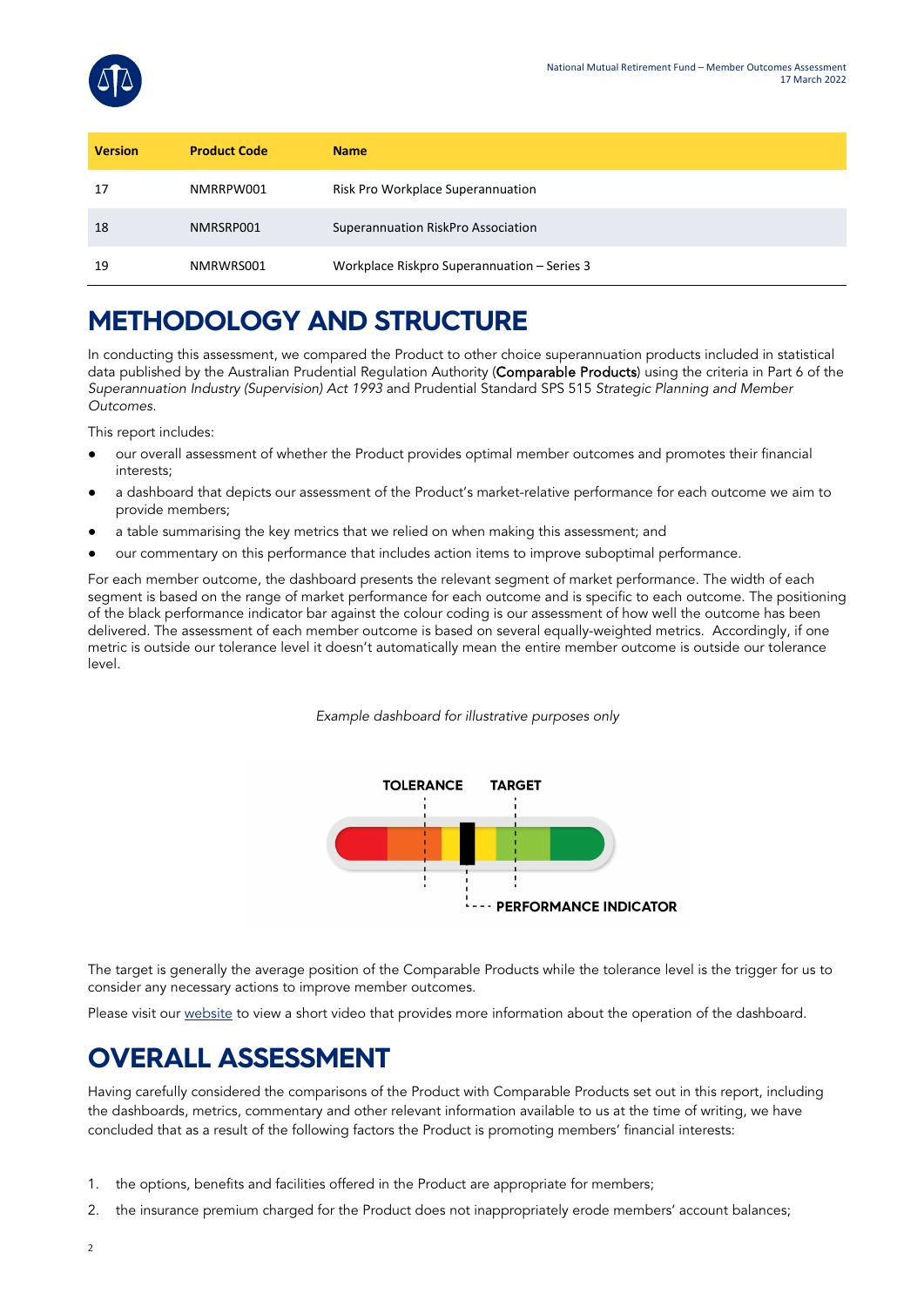| Version | Product Code | Name |
|---|---|---|
| 17 | NMRRPW001 | Risk Pro Workplace Superannuation |
| 18 | NMRSRP001 | Superannuation RiskPro Association |
| 19 | NMRWRS001 | Workplace Riskpro Superannuation – Series 3 |

# METHODOLOGY AND STRUCTURE

In conducting this assessment, we compared the Product to other choice superannuation products included in statistical data published by the Australian Prudential Regulation Authority (**Comparable Products**) using the criteria in Part 6 of the *Superannuation Industry (Supervision) Act 1993* and Prudential Standard SPS 515 *Strategic Planning and Member Outcomes*.

This report includes:

- our overall assessment of whether the Product provides optimal member outcomes and promotes their financial interests;
- a dashboard that depicts our assessment of the Product's market-relative performance for each outcome we aim to provide members;
- a table summarising the key metrics that we relied on when making this assessment; and
- our commentary on this performance that includes action items to improve suboptimal performance.

For each member outcome, the dashboard presents the relevant segment of market performance. The width of each segment is based on the range of market performance for each outcome and is specific to each outcome. The positioning of the black performance indicator bar against the colour coding is our assessment of how well the outcome has been delivered. The assessment of each member outcome is based on several equally-weighted metrics. Accordingly, if one metric is outside our tolerance level it doesn't automatically mean the entire member outcome is outside our tolerance level.

*Example dashboard for illustrative purposes only*

TOLERANCE TARGET

PERFORMANCE INDICATOR

The target is generally the average position of the Comparable Products while the tolerance level is the trigger for us to consider any necessary actions to improve member outcomes.

Please visit our website to view a short video that provides more information about the operation of the dashboard.

# OVERALL ASSESSMENT

Having carefully considered the comparisons of the Product with Comparable Products set out in this report, including the dashboards, metrics, commentary and other relevant information available to us at the time of writing, we have concluded that as a result of the following factors the Product is promoting members' financial interests:

1. the options, benefits and facilities offered in the Product are appropriate for members;
2. the insurance premium charged for the Product does not inappropriately erode members' account balances;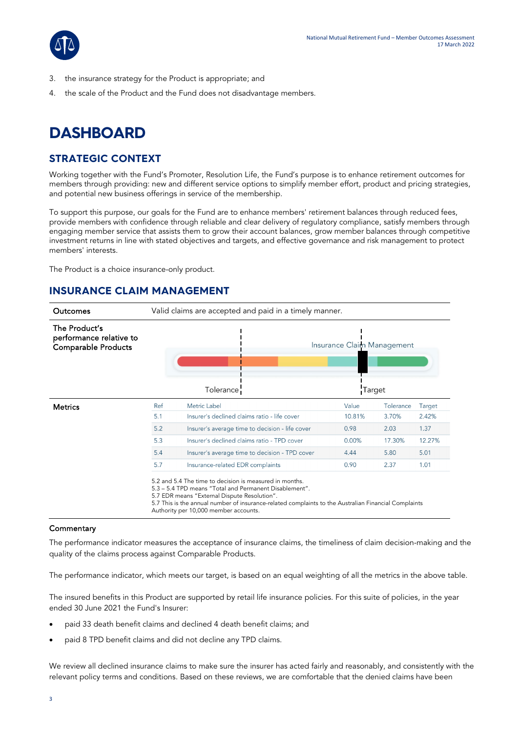3. the insurance strategy for the Product is appropriate; and
4. the scale of the Product and the Fund does not disadvantage members.

# DASHBOARD

## STRATEGIC CONTEXT

Working together with the Fund's Promoter, Resolution Life, the Fund's purpose is to enhance retirement outcomes for members through providing: new and different service options to simplify member effort, product and pricing strategies, and potential new business offerings in service of the membership.

To support this purpose, our goals for the Fund are to enhance members' retirement balances through reduced fees, provide members with confidence through reliable and clear delivery of regulatory compliance, satisfy members through engaging member service that assists them to grow their account balances, grow member balances through competitive investment returns in line with stated objectives and targets, and effective governance and risk management to protect members' interests.

The Product is a choice insurance-only product.

## INSURANCE CLAIM MANAGEMENT

**Outcomes**

Valid claims are accepted and paid in a timely manner.

**The Product's performance relative to Comparable Products**

Insurance Claim Management

Tolerance | Target

**Metrics**

| Ref | Metric Label | Value | Tolerance | Target |
|---|---|---|---|---|
| 5.1 | Insurer's declined claims ratio - life cover | 10.81% | 3.70% | 2.42% |
| 5.2 | Insurer's average time to decision - life cover | 0.98 | 2.03 | 1.37 |
| 5.3 | Insurer's declined claims ratio - TPD cover | 0.00% | 17.30% | 12.27% |
| 5.4 | Insurer's average time to decision - TPD cover | 4.44 | 5.80 | 5.01 |
| 5.7 | Insurance-related EDR complaints | 0.90 | 2.37 | 1.01 |

5.2 and 5.4 The time to decision is measured in months.
5.3 – 5.4 TPD means "Total and Permanent Disablement".
5.7 EDR means "External Dispute Resolution".
5.7 This is the annual number of insurance-related complaints to the Australian Financial Complaints Authority per 10,000 member accounts.

**Commentary**

The performance indicator measures the acceptance of insurance claims, the timeliness of claim decision-making and the quality of the claims process against Comparable Products.

The performance indicator, which meets our target, is based on an equal weighting of all the metrics in the above table.

The insured benefits in this Product are supported by retail life insurance policies. For this suite of policies, in the year ended 30 June 2021 the Fund's Insurer:

- paid 33 death benefit claims and declined 4 death benefit claims; and
- paid 8 TPD benefit claims and did not decline any TPD claims.

We review all declined insurance claims to make sure the insurer has acted fairly and reasonably, and consistently with the relevant policy terms and conditions. Based on these reviews, we are comfortable that the denied claims have been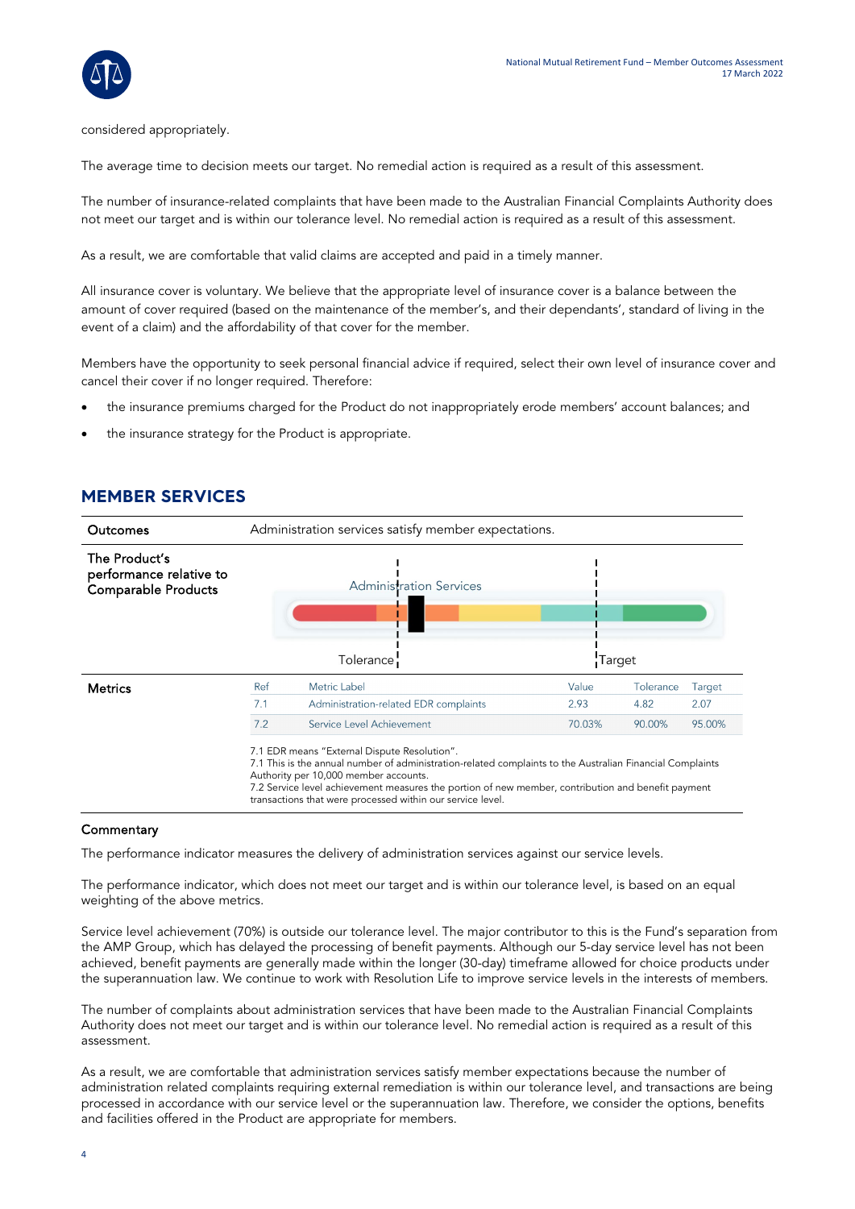considered appropriately.

The average time to decision meets our target. No remedial action is required as a result of this assessment.

The number of insurance-related complaints that have been made to the Australian Financial Complaints Authority does not meet our target and is within our tolerance level. No remedial action is required as a result of this assessment.

As a result, we are comfortable that valid claims are accepted and paid in a timely manner.

All insurance cover is voluntary. We believe that the appropriate level of insurance cover is a balance between the amount of cover required (based on the maintenance of the member's, and their dependants', standard of living in the event of a claim) and the affordability of that cover for the member.

Members have the opportunity to seek personal financial advice if required, select their own level of insurance cover and cancel their cover if no longer required. Therefore:

- the insurance premiums charged for the Product do not inappropriately erode members' account balances; and
- the insurance strategy for the Product is appropriate.

## MEMBER SERVICES

**Outcomes**

Administration services satisfy member expectations.

**The Product's performance relative to Comparable Products**

Administration Services

Tolerance | Target

**Metrics**

| Ref | Metric Label | Value | Tolerance | Target |
|---|---|---|---|---|
| 7.1 | Administration-related EDR complaints | 2.93 | 4.82 | 2.07 |
| 7.2 | Service Level Achievement | 70.03% | 90.00% | 95.00% |

7.1 EDR means "External Dispute Resolution".
7.1 This is the annual number of administration-related complaints to the Australian Financial Complaints Authority per 10,000 member accounts.
7.2 Service level achievement measures the portion of new member, contribution and benefit payment transactions that were processed within our service level.

### Commentary

The performance indicator measures the delivery of administration services against our service levels.

The performance indicator, which does not meet our target and is within our tolerance level, is based on an equal weighting of the above metrics.

Service level achievement (70%) is outside our tolerance level. The major contributor to this is the Fund's separation from the AMP Group, which has delayed the processing of benefit payments. Although our 5-day service level has not been achieved, benefit payments are generally made within the longer (30-day) timeframe allowed for choice products under the superannuation law. We continue to work with Resolution Life to improve service levels in the interests of members.

The number of complaints about administration services that have been made to the Australian Financial Complaints Authority does not meet our target and is within our tolerance level. No remedial action is required as a result of this assessment.

As a result, we are comfortable that administration services satisfy member expectations because the number of administration related complaints requiring external remediation is within our tolerance level, and transactions are being processed in accordance with our service level or the superannuation law. Therefore, we consider the options, benefits and facilities offered in the Product are appropriate for members.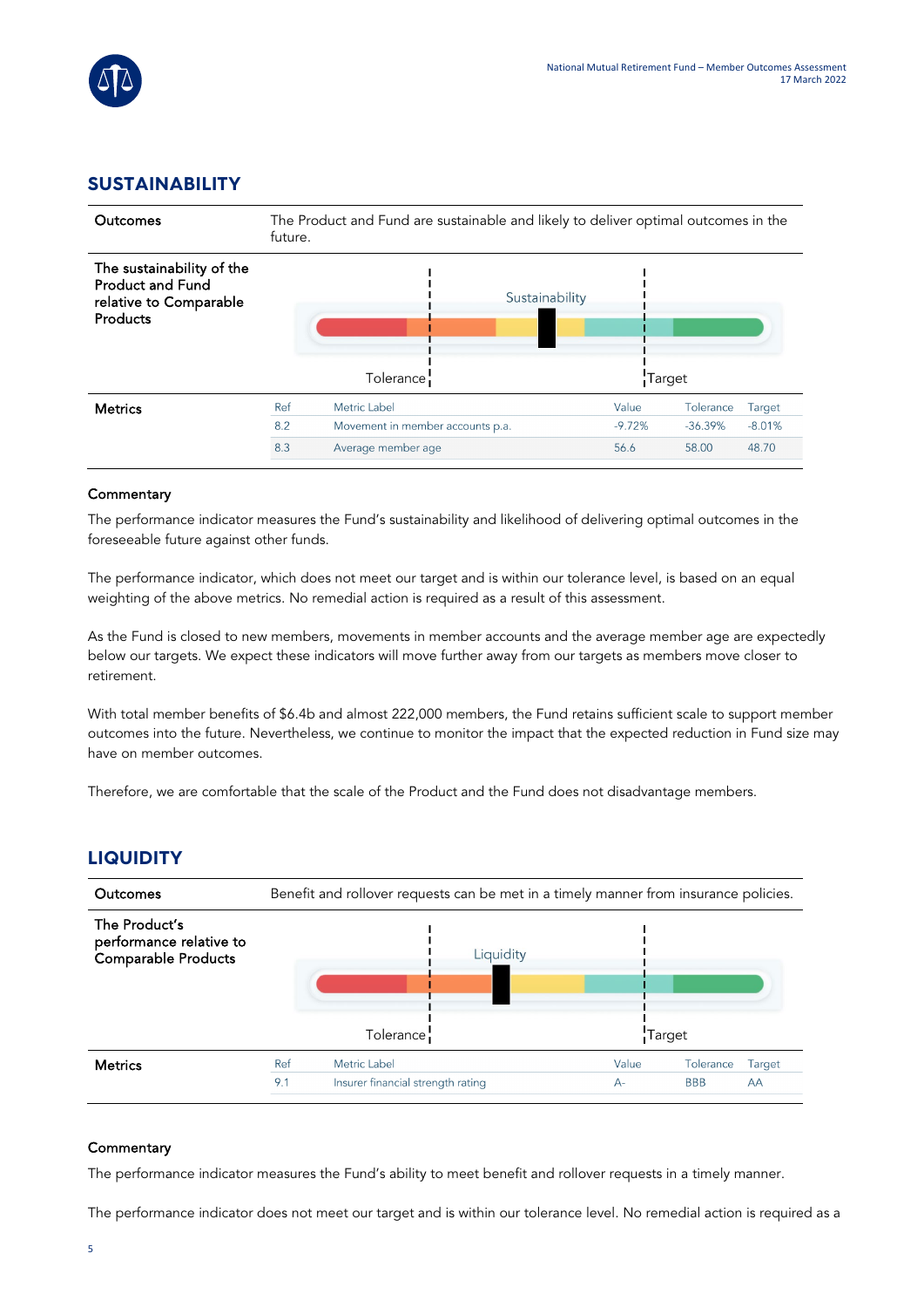## SUSTAINABILITY

| Outcomes | The Product and Fund are sustainable and likely to deliver optimal outcomes in the future. |
| --- | --- |
| The sustainability of the Product and Fund relative to Comparable Products | Sustainability<br>Tolerance / Target |

**Metrics**

| Ref | Metric Label | Value | Tolerance | Target |
| --- | --- | --- | --- | --- |
| 8.2 | Movement in member accounts p.a. | -9.72% | -36.39% | -8.01% |
| 8.3 | Average member age | 56.6 | 58.00 | 48.70 |

### Commentary

The performance indicator measures the Fund's sustainability and likelihood of delivering optimal outcomes in the foreseeable future against other funds.

The performance indicator, which does not meet our target and is within our tolerance level, is based on an equal weighting of the above metrics. No remedial action is required as a result of this assessment.

As the Fund is closed to new members, movements in member accounts and the average member age are expectedly below our targets. We expect these indicators will move further away from our targets as members move closer to retirement.

With total member benefits of $6.4b and almost 222,000 members, the Fund retains sufficient scale to support member outcomes into the future. Nevertheless, we continue to monitor the impact that the expected reduction in Fund size may have on member outcomes.

Therefore, we are comfortable that the scale of the Product and the Fund does not disadvantage members.

## LIQUIDITY

| Outcomes | Benefit and rollover requests can be met in a timely manner from insurance policies. |
| --- | --- |
| The Product's performance relative to Comparable Products | Liquidity<br>Tolerance / Target |

**Metrics**

| Ref | Metric Label | Value | Tolerance | Target |
| --- | --- | --- | --- | --- |
| 9.1 | Insurer financial strength rating | A- | BBB | AA |

### Commentary

The performance indicator measures the Fund's ability to meet benefit and rollover requests in a timely manner.

The performance indicator does not meet our target and is within our tolerance level. No remedial action is required as a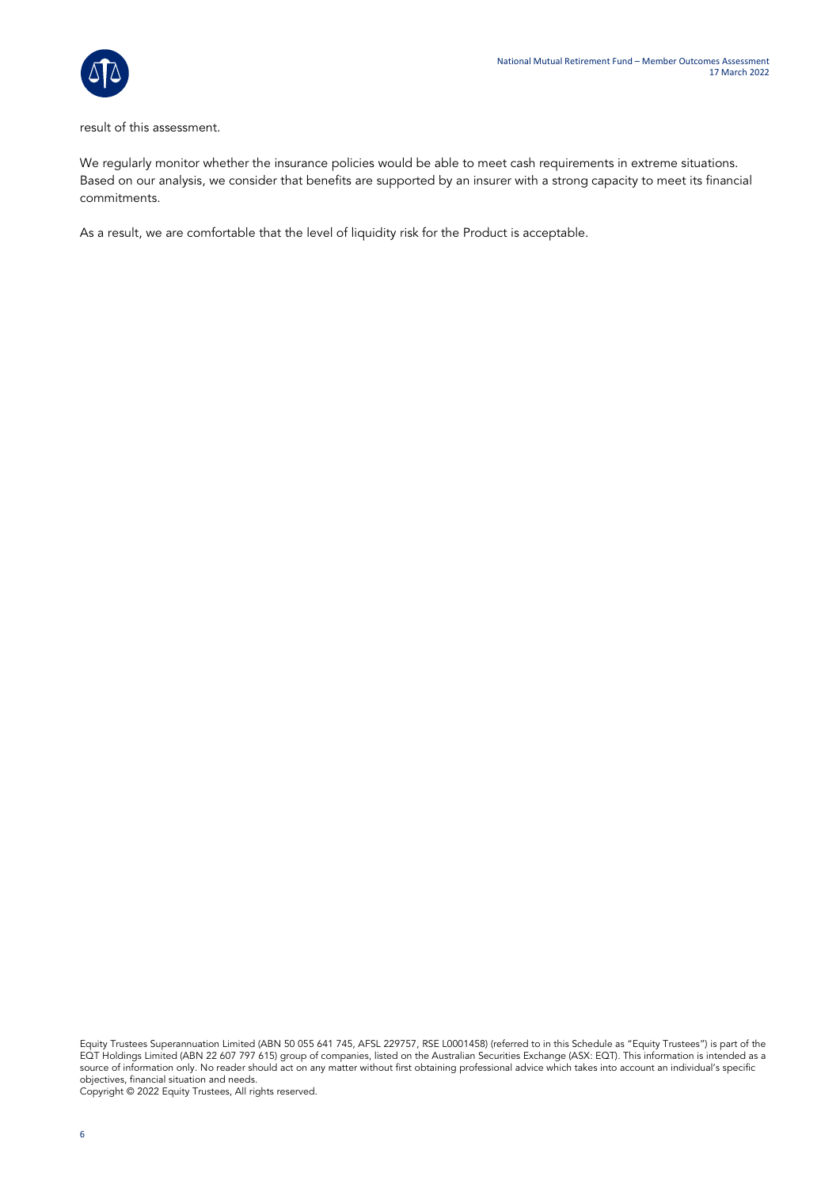result of this assessment.

We regularly monitor whether the insurance policies would be able to meet cash requirements in extreme situations. Based on our analysis, we consider that benefits are supported by an insurer with a strong capacity to meet its financial commitments.

As a result, we are comfortable that the level of liquidity risk for the Product is acceptable.

Equity Trustees Superannuation Limited (ABN 50 055 641 745, AFSL 229757, RSE L0001458) (referred to in this Schedule as "Equity Trustees") is part of the EQT Holdings Limited (ABN 22 607 797 615) group of companies, listed on the Australian Securities Exchange (ASX: EQT). This information is intended as a source of information only. No reader should act on any matter without first obtaining professional advice which takes into account an individual's specific objectives, financial situation and needs.
Copyright © 2022 Equity Trustees, All rights reserved.